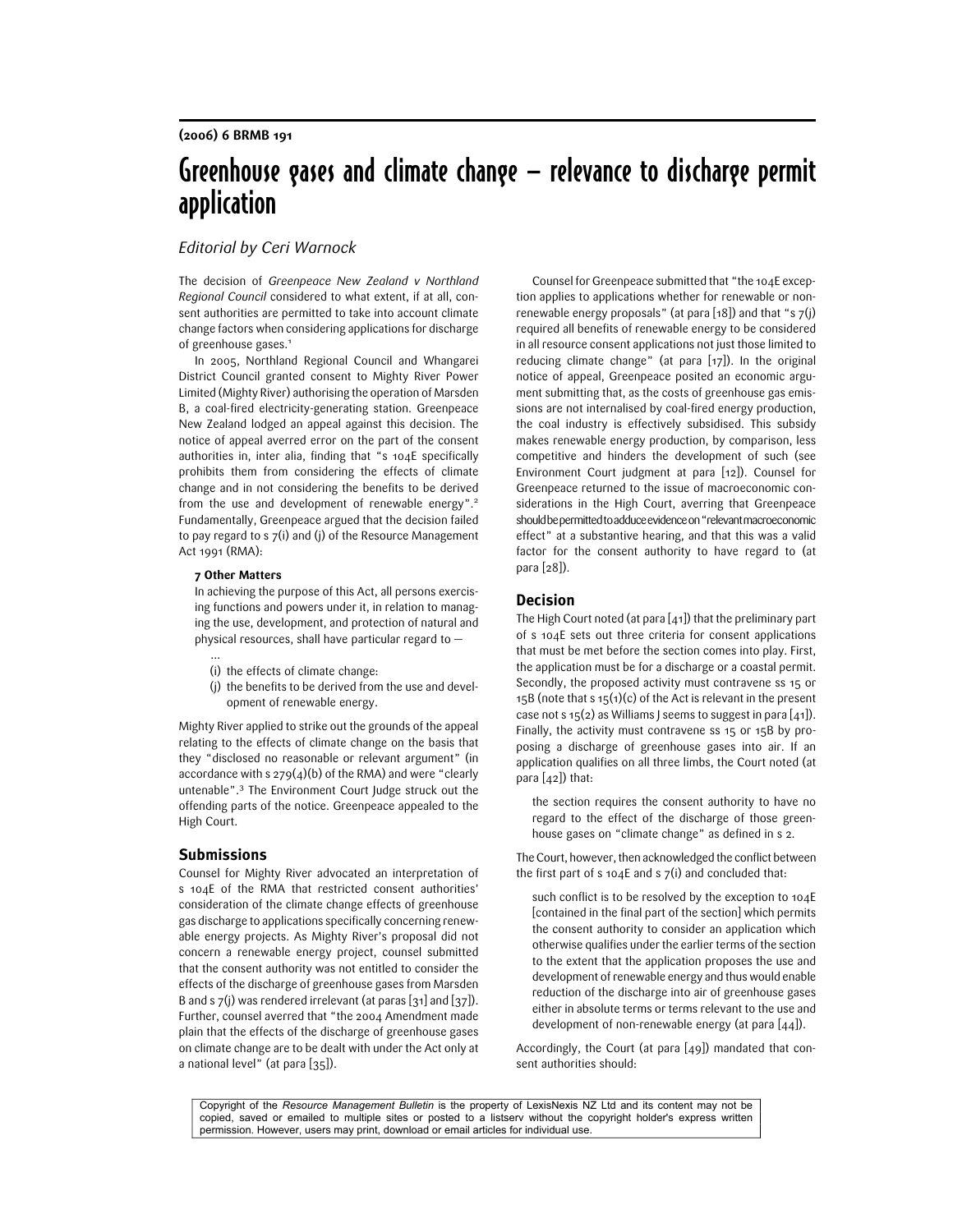**(2006) 6 BRMB 191**

# Greenhouse gases and climate change – relevance to discharge permit application

*Editorial by Ceri Warnock*

The decision of *Greenpeace New Zealand v Northland Regional Council* considered to what extent, if at all, consent authorities are permitted to take into account climate change factors when considering applications for discharge of greenhouse gases.[1]

In 2005, Northland Regional Council and Whangarei District Council granted consent to Mighty River Power Limited (Mighty River) authorising the operation of Marsden B, a coal-fired electricity-generating station. Greenpeace New Zealand lodged an appeal against this decision. The notice of appeal averred error on the part of the consent authorities in, inter alia, finding that "s 104E specifically prohibits them from considering the effects of climate change and in not considering the benefits to be derived from the use and development of renewable energy".[2] Fundamentally, Greenpeace argued that the decision failed to pay regard to s 7(i) and (j) of the Resource Management Act 1991 (RMA):

> **7 Other Matters**
>
> In achieving the purpose of this Act, all persons exercising functions and powers under it, in relation to managing the use, development, and protection of natural and physical resources, shall have particular regard to —
>
> ...
>
> (i) the effects of climate change:
>
> (j) the benefits to be derived from the use and development of renewable energy.

Mighty River applied to strike out the grounds of the appeal relating to the effects of climate change on the basis that they "disclosed no reasonable or relevant argument" (in accordance with s 279(4)(b) of the RMA) and were "clearly untenable".[3] The Environment Court Judge struck out the offending parts of the notice. Greenpeace appealed to the High Court.

## Submissions

Counsel for Mighty River advocated an interpretation of s 104E of the RMA that restricted consent authorities' consideration of the climate change effects of greenhouse gas discharge to applications specifically concerning renewable energy projects. As Mighty River's proposal did not concern a renewable energy project, counsel submitted that the consent authority was not entitled to consider the effects of the discharge of greenhouse gases from Marsden B and s 7(j) was rendered irrelevant (at paras [31] and [37]). Further, counsel averred that "the 2004 Amendment made plain that the effects of the discharge of greenhouse gases on climate change are to be dealt with under the Act only at a national level" (at para [35]).

Counsel for Greenpeace submitted that "the 104E exception applies to applications whether for renewable or non-renewable energy proposals" (at para [18]) and that "s 7(j) required all benefits of renewable energy to be considered in all resource consent applications not just those limited to reducing climate change" (at para [17]). In the original notice of appeal, Greenpeace posited an economic argument submitting that, as the costs of greenhouse gas emissions are not internalised by coal-fired energy production, the coal industry is effectively subsidised. This subsidy makes renewable energy production, by comparison, less competitive and hinders the development of such (see Environment Court judgment at para [12]). Counsel for Greenpeace returned to the issue of macroeconomic considerations in the High Court, averring that Greenpeace should be permitted to adduce evidence on "relevant macroeconomic effect" at a substantive hearing, and that this was a valid factor for the consent authority to have regard to (at para [28]).

## Decision

The High Court noted (at para [41]) that the preliminary part of s 104E sets out three criteria for consent applications that must be met before the section comes into play. First, the application must be for a discharge or a coastal permit. Secondly, the proposed activity must contravene ss 15 or 15B (note that s 15(1)(c) of the Act is relevant in the present case not s 15(2) as Williams J seems to suggest in para [41]). Finally, the activity must contravene ss 15 or 15B by proposing a discharge of greenhouse gases into air. If an application qualifies on all three limbs, the Court noted (at para [42]) that:

> the section requires the consent authority to have no regard to the effect of the discharge of those greenhouse gases on "climate change" as defined in s 2.

The Court, however, then acknowledged the conflict between the first part of s 104E and s 7(i) and concluded that:

> such conflict is to be resolved by the exception to 104E [contained in the final part of the section] which permits the consent authority to consider an application which otherwise qualifies under the earlier terms of the section to the extent that the application proposes the use and development of renewable energy and thus would enable reduction of the discharge into air of greenhouse gases either in absolute terms or terms relevant to the use and development of non-renewable energy (at para [44]).

Accordingly, the Court (at para [49]) mandated that consent authorities should: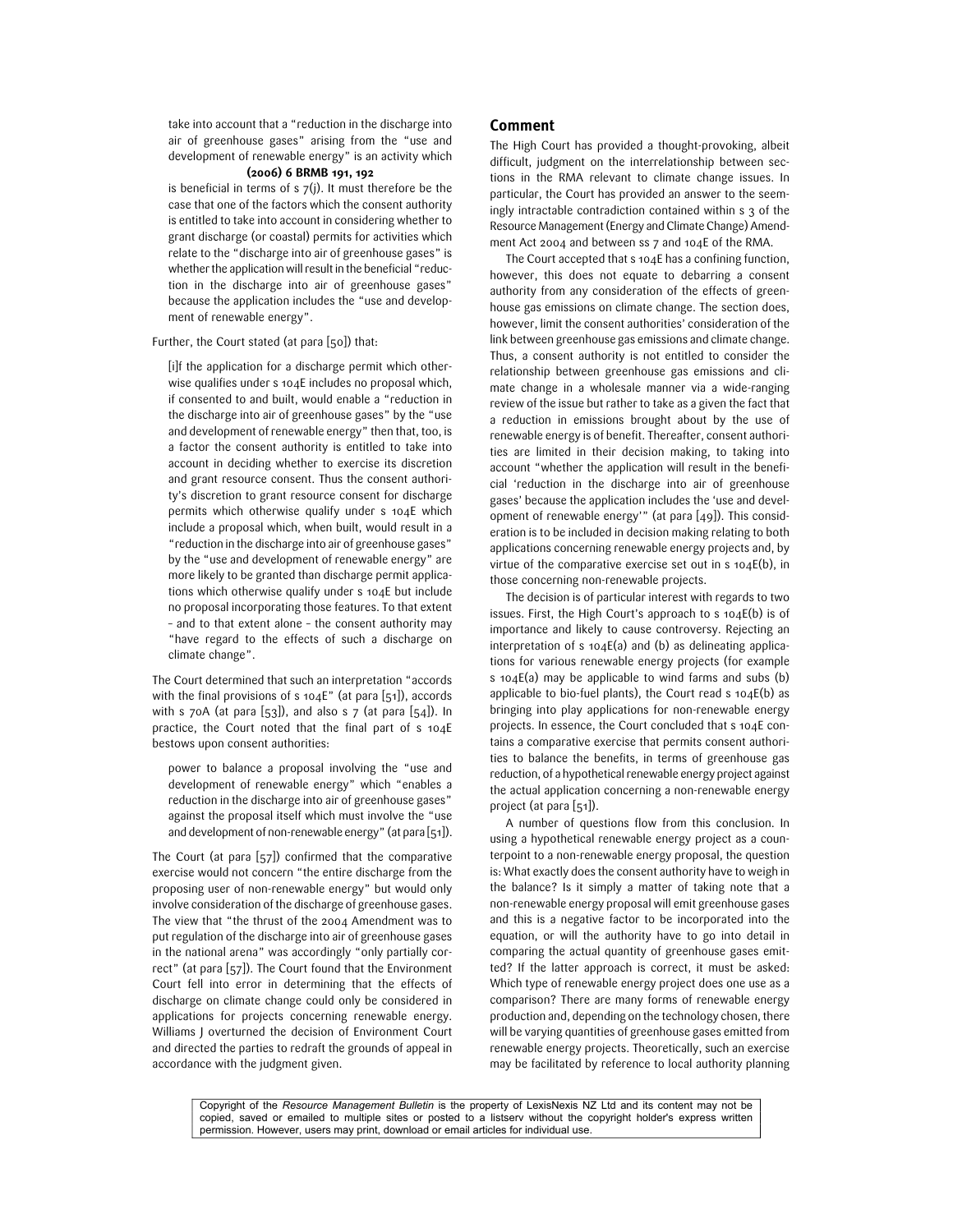take into account that a "reduction in the discharge into air of greenhouse gases" arising from the "use and development of renewable energy" is an activity which is beneficial in terms of s 7(j). It must therefore be the case that one of the factors which the consent authority is entitled to take into account in considering whether to grant discharge (or coastal) permits for activities which relate to the "discharge into air of greenhouse gases" is whether the application will result in the beneficial "reduction in the discharge into air of greenhouse gases" because the application includes the "use and development of renewable energy".

Further, the Court stated (at para [50]) that:

> [i]f the application for a discharge permit which otherwise qualifies under s 104E includes no proposal which, if consented to and built, would enable a "reduction in the discharge into air of greenhouse gases" by the "use and development of renewable energy" then that, too, is a factor the consent authority is entitled to take into account in deciding whether to exercise its discretion and grant resource consent. Thus the consent authority's discretion to grant resource consent for discharge permits which otherwise qualify under s 104E which include a proposal which, when built, would result in a "reduction in the discharge into air of greenhouse gases" by the "use and development of renewable energy" are more likely to be granted than discharge permit applications which otherwise qualify under s 104E but include no proposal incorporating those features. To that extent – and to that extent alone – the consent authority may "have regard to the effects of such a discharge on climate change".

The Court determined that such an interpretation "accords with the final provisions of s 104E" (at para [51]), accords with s 70A (at para [53]), and also s 7 (at para [54]). In practice, the Court noted that the final part of s 104E bestows upon consent authorities:

> power to balance a proposal involving the "use and development of renewable energy" which "enables a reduction in the discharge into air of greenhouse gases" against the proposal itself which must involve the "use and development of non-renewable energy" (at para [51]).

The Court (at para [57]) confirmed that the comparative exercise would not concern "the entire discharge from the proposing user of non-renewable energy" but would only involve consideration of the discharge of greenhouse gases. The view that "the thrust of the 2004 Amendment was to put regulation of the discharge into air of greenhouse gases in the national arena" was accordingly "only partially correct" (at para [57]). The Court found that the Environment Court fell into error in determining that the effects of discharge on climate change could only be considered in applications for projects concerning renewable energy. Williams J overturned the decision of Environment Court and directed the parties to redraft the grounds of appeal in accordance with the judgment given.

## Comment

The High Court has provided a thought-provoking, albeit difficult, judgment on the interrelationship between sections in the RMA relevant to climate change issues. In particular, the Court has provided an answer to the seemingly intractable contradiction contained within s 3 of the Resource Management (Energy and Climate Change) Amendment Act 2004 and between ss 7 and 104E of the RMA.

The Court accepted that s 104E has a confining function, however, this does not equate to debarring a consent authority from any consideration of the effects of greenhouse gas emissions on climate change. The section does, however, limit the consent authorities' consideration of the link between greenhouse gas emissions and climate change. Thus, a consent authority is not entitled to consider the relationship between greenhouse gas emissions and climate change in a wholesale manner via a wide-ranging review of the issue but rather to take as a given the fact that a reduction in emissions brought about by the use of renewable energy is of benefit. Thereafter, consent authorities are limited in their decision making, to taking into account "whether the application will result in the beneficial 'reduction in the discharge into air of greenhouse gases' because the application includes the 'use and development of renewable energy'" (at para [49]). This consideration is to be included in decision making relating to both applications concerning renewable energy projects and, by virtue of the comparative exercise set out in s 104E(b), in those concerning non-renewable projects.

The decision is of particular interest with regards to two issues. First, the High Court's approach to s 104E(b) is of importance and likely to cause controversy. Rejecting an interpretation of s 104E(a) and (b) as delineating applications for various renewable energy projects (for example s 104E(a) may be applicable to wind farms and subs (b) applicable to bio-fuel plants), the Court read s 104E(b) as bringing into play applications for non-renewable energy projects. In essence, the Court concluded that s 104E contains a comparative exercise that permits consent authorities to balance the benefits, in terms of greenhouse gas reduction, of a hypothetical renewable energy project against the actual application concerning a non-renewable energy project (at para [51]).

A number of questions flow from this conclusion. In using a hypothetical renewable energy project as a counterpoint to a non-renewable energy proposal, the question is: What exactly does the consent authority have to weigh in the balance? Is it simply a matter of taking note that a non-renewable energy proposal will emit greenhouse gases and this is a negative factor to be incorporated into the equation, or will the authority have to go into detail in comparing the actual quantity of greenhouse gases emitted? If the latter approach is correct, it must be asked: Which type of renewable energy project does one use as a comparison? There are many forms of renewable energy production and, depending on the technology chosen, there will be varying quantities of greenhouse gases emitted from renewable energy projects. Theoretically, such an exercise may be facilitated by reference to local authority planning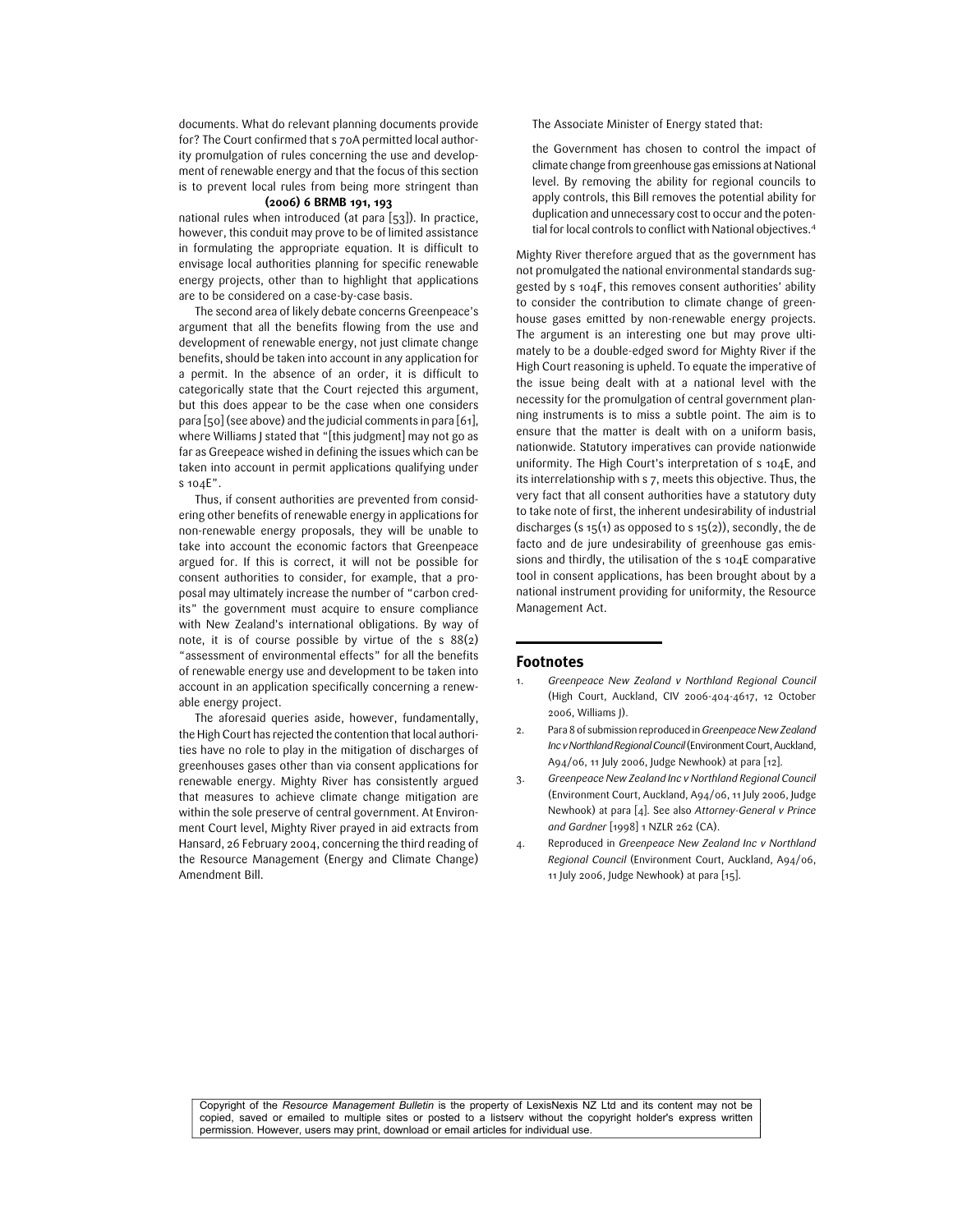documents. What do relevant planning documents provide for? The Court confirmed that s 70A permitted local authority promulgation of rules concerning the use and development of renewable energy and that the focus of this section is to prevent local rules from being more stringent than national rules when introduced (at para [53]). In practice, however, this conduit may prove to be of limited assistance in formulating the appropriate equation. It is difficult to envisage local authorities planning for specific renewable energy projects, other than to highlight that applications are to be considered on a case-by-case basis.

The second area of likely debate concerns Greenpeace's argument that all the benefits flowing from the use and development of renewable energy, not just climate change benefits, should be taken into account in any application for a permit. In the absence of an order, it is difficult to categorically state that the Court rejected this argument, but this does appear to be the case when one considers para [50] (see above) and the judicial comments in para [61], where Williams J stated that "[this judgment] may not go as far as Greepeace wished in defining the issues which can be taken into account in permit applications qualifying under s 104E".

Thus, if consent authorities are prevented from considering other benefits of renewable energy in applications for non-renewable energy proposals, they will be unable to take into account the economic factors that Greenpeace argued for. If this is correct, it will not be possible for consent authorities to consider, for example, that a proposal may ultimately increase the number of "carbon credits" the government must acquire to ensure compliance with New Zealand's international obligations. By way of note, it is of course possible by virtue of the s 88(2) "assessment of environmental effects" for all the benefits of renewable energy use and development to be taken into account in an application specifically concerning a renewable energy project.

The aforesaid queries aside, however, fundamentally, the High Court has rejected the contention that local authorities have no role to play in the mitigation of discharges of greenhouses gases other than via consent applications for renewable energy. Mighty River has consistently argued that measures to achieve climate change mitigation are within the sole preserve of central government. At Environment Court level, Mighty River prayed in aid extracts from Hansard, 26 February 2004, concerning the third reading of the Resource Management (Energy and Climate Change) Amendment Bill.

The Associate Minister of Energy stated that:

> the Government has chosen to control the impact of climate change from greenhouse gas emissions at National level. By removing the ability for regional councils to apply controls, this Bill removes the potential ability for duplication and unnecessary cost to occur and the potential for local controls to conflict with National objectives.[4]

Mighty River therefore argued that as the government has not promulgated the national environmental standards suggested by s 104F, this removes consent authorities' ability to consider the contribution to climate change of greenhouse gases emitted by non-renewable energy projects. The argument is an interesting one but may prove ultimately to be a double-edged sword for Mighty River if the High Court reasoning is upheld. To equate the imperative of the issue being dealt with at a national level with the necessity for the promulgation of central government planning instruments is to miss a subtle point. The aim is to ensure that the matter is dealt with on a uniform basis, nationwide. Statutory imperatives can provide nationwide uniformity. The High Court's interpretation of s 104E, and its interrelationship with s 7, meets this objective. Thus, the very fact that all consent authorities have a statutory duty to take note of first, the inherent undesirability of industrial discharges (s 15(1) as opposed to s 15(2)), secondly, the de facto and de jure undesirability of greenhouse gas emissions and thirdly, the utilisation of the s 104E comparative tool in consent applications, has been brought about by a national instrument providing for uniformity, the Resource Management Act.

## Footnotes

1. *Greenpeace New Zealand v Northland Regional Council* (High Court, Auckland, CIV 2006-404-4617, 12 October 2006, Williams J).
2. Para 8 of submission reproduced in *Greenpeace New Zealand Inc v Northland Regional Council* (Environment Court, Auckland, A94/06, 11 July 2006, Judge Newhook) at para [12].
3. *Greenpeace New Zealand Inc v Northland Regional Council* (Environment Court, Auckland, A94/06, 11 July 2006, Judge Newhook) at para [4]. See also *Attorney-General v Prince and Gardner* [1998] 1 NZLR 262 (CA).
4. Reproduced in *Greenpeace New Zealand Inc v Northland Regional Council* (Environment Court, Auckland, A94/06, 11 July 2006, Judge Newhook) at para [15].

Copyright of the *Resource Management Bulletin* is the property of LexisNexis NZ Ltd and its content may not be copied, saved or emailed to multiple sites or posted to a listserv without the copyright holder's express written permission. However, users may print, download or email articles for individual use.